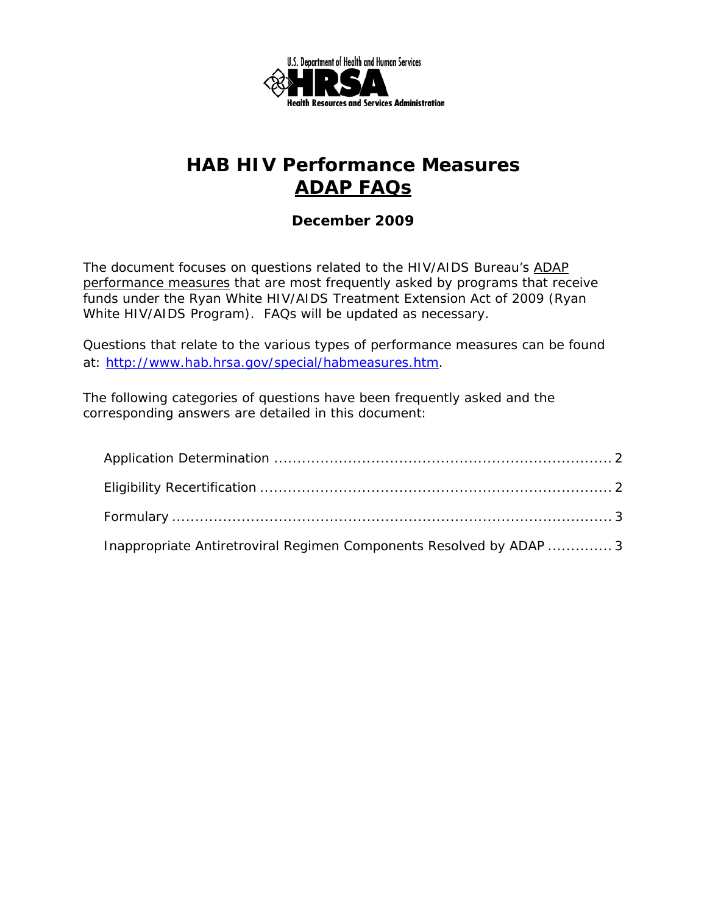U.S. Department of Health and Human Services

HRSA

Health Resources and Services Administration

# HAB HIV Performance Measures
# ADAP FAQs

**December 2009**

The document focuses on questions related to the HIV/AIDS Bureau's ADAP performance measures that are most frequently asked by programs that receive funds under the Ryan White HIV/AIDS Treatment Extension Act of 2009 (Ryan White HIV/AIDS Program). FAQs will be updated as necessary.

Questions that relate to the various types of performance measures can be found at: http://www.hab.hrsa.gov/special/habmeasures.htm.

The following categories of questions have been frequently asked and the corresponding answers are detailed in this document:

- Application Determination ........................................................................ 2
- Eligibility Recertification ........................................................................... 2
- Formulary ................................................................................................ 3
- Inappropriate Antiretroviral Regimen Components Resolved by ADAP .............. 3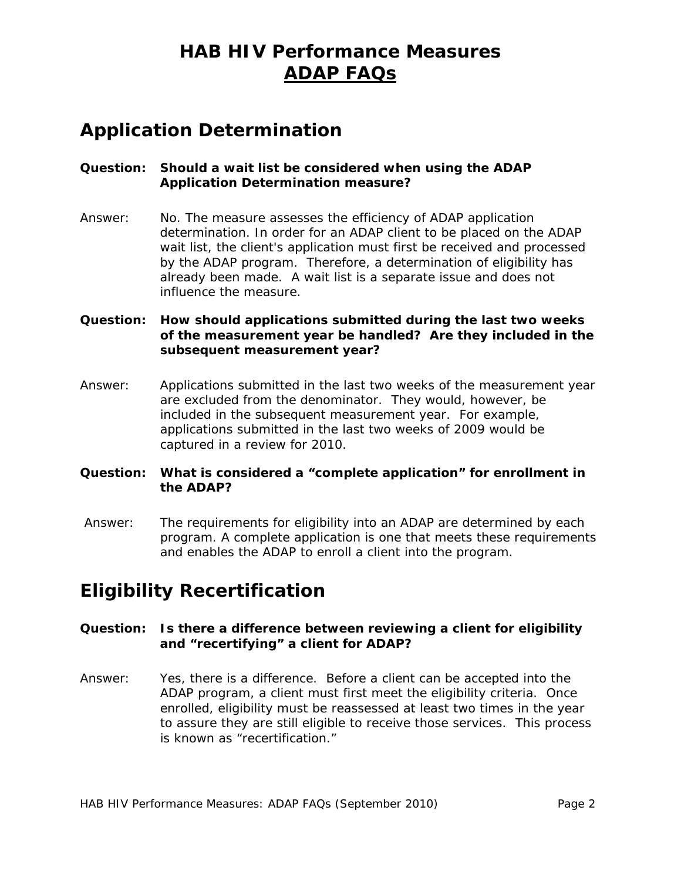# HAB HIV Performance Measures
## ADAP FAQs

## Application Determination

**Question: Should a wait list be considered when using the ADAP Application Determination measure?**

Answer: No. The measure assesses the efficiency of ADAP application determination. In order for an ADAP client to be placed on the ADAP wait list, the client's application must first be received and processed by the ADAP program. Therefore, a determination of eligibility has already been made. A wait list is a separate issue and does not influence the measure.

**Question: How should applications submitted during the last two weeks of the measurement year be handled? Are they included in the subsequent measurement year?**

Answer: Applications submitted in the last two weeks of the measurement year are excluded from the denominator. They would, however, be included in the subsequent measurement year. For example, applications submitted in the last two weeks of 2009 would be captured in a review for 2010.

**Question: What is considered a "complete application" for enrollment in the ADAP?**

Answer: The requirements for eligibility into an ADAP are determined by each program. A complete application is one that meets these requirements and enables the ADAP to enroll a client into the program.

## Eligibility Recertification

**Question: Is there a difference between reviewing a client for eligibility and "recertifying" a client for ADAP?**

Answer: Yes, there is a difference. Before a client can be accepted into the ADAP program, a client must first meet the eligibility criteria. Once enrolled, eligibility must be reassessed at least two times in the year to assure they are still eligible to receive those services. This process is known as "recertification."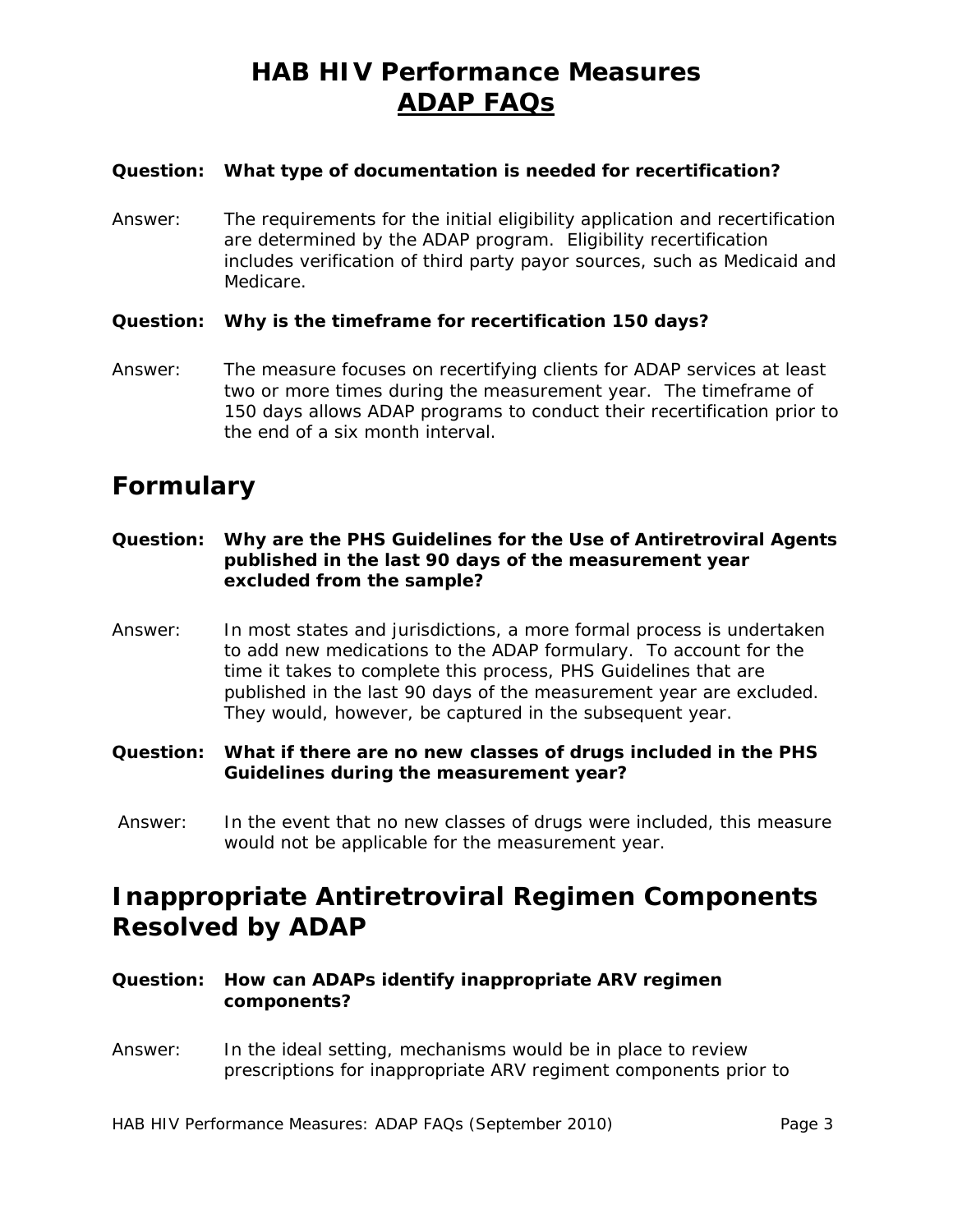**Question: What type of documentation is needed for recertification?**

Answer: The requirements for the initial eligibility application and recertification are determined by the ADAP program. Eligibility recertification includes verification of third party payor sources, such as Medicaid and Medicare.

**Question: Why is the timeframe for recertification 150 days?**

Answer: The measure focuses on recertifying clients for ADAP services at least two or more times during the measurement year. The timeframe of 150 days allows ADAP programs to conduct their recertification prior to the end of a six month interval.

## Formulary

**Question: Why are the PHS Guidelines for the Use of Antiretroviral Agents published in the last 90 days of the measurement year excluded from the sample?**

Answer: In most states and jurisdictions, a more formal process is undertaken to add new medications to the ADAP formulary. To account for the time it takes to complete this process, PHS Guidelines that are published in the last 90 days of the measurement year are excluded. They would, however, be captured in the subsequent year.

**Question: What if there are no new classes of drugs included in the PHS Guidelines during the measurement year?**

Answer: In the event that no new classes of drugs were included, this measure would not be applicable for the measurement year.

## Inappropriate Antiretroviral Regimen Components Resolved by ADAP

**Question: How can ADAPs identify inappropriate ARV regimen components?**

Answer: In the ideal setting, mechanisms would be in place to review prescriptions for inappropriate ARV regiment components prior to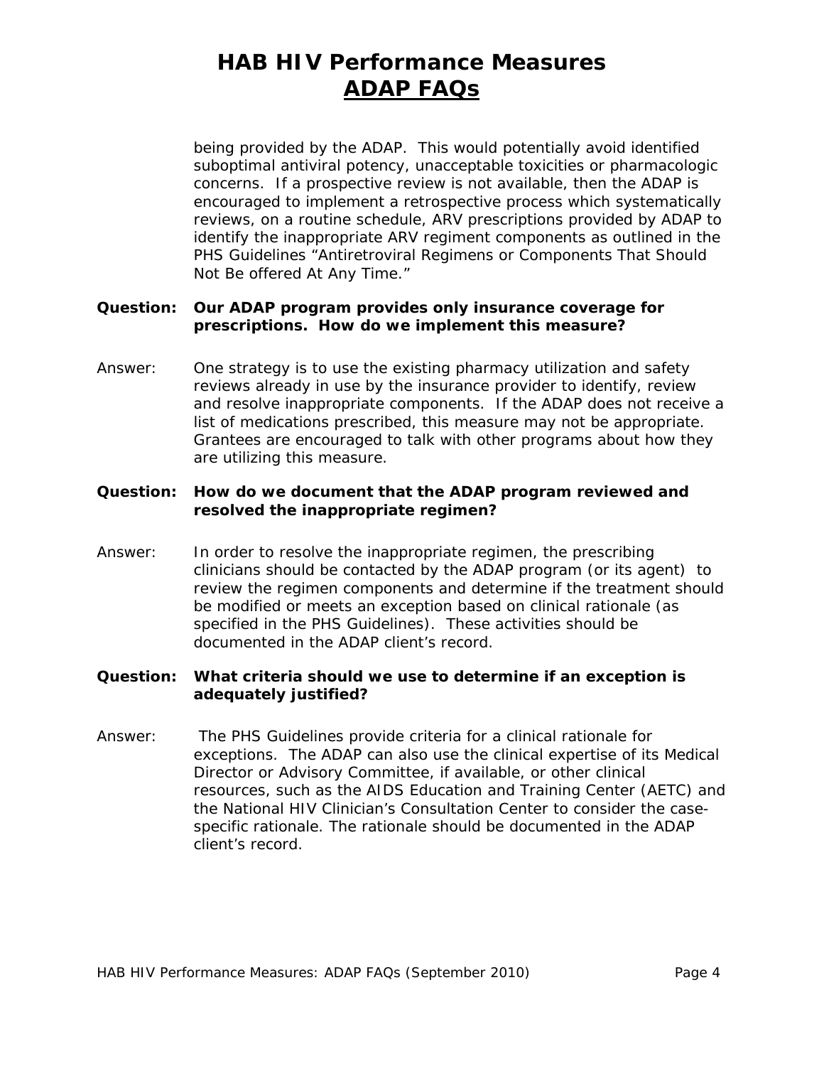being provided by the ADAP. This would potentially avoid identified suboptimal antiviral potency, unacceptable toxicities or pharmacologic concerns. If a prospective review is not available, then the ADAP is encouraged to implement a retrospective process which systematically reviews, on a routine schedule, ARV prescriptions provided by ADAP to identify the inappropriate ARV regiment components as outlined in the PHS Guidelines "Antiretroviral Regimens or Components That Should Not Be offered At Any Time."

**Question: Our ADAP program provides only insurance coverage for prescriptions. How do we implement this measure?**

Answer: One strategy is to use the existing pharmacy utilization and safety reviews already in use by the insurance provider to identify, review and resolve inappropriate components. If the ADAP does not receive a list of medications prescribed, this measure may not be appropriate. Grantees are encouraged to talk with other programs about how they are utilizing this measure.

**Question: How do we document that the ADAP program reviewed and resolved the inappropriate regimen?**

Answer: In order to resolve the inappropriate regimen, the prescribing clinicians should be contacted by the ADAP program (or its agent) to review the regimen components and determine if the treatment should be modified or meets an exception based on clinical rationale (as specified in the PHS Guidelines). These activities should be documented in the ADAP client's record.

**Question: What criteria should we use to determine if an exception is adequately justified?**

Answer: The PHS Guidelines provide criteria for a clinical rationale for exceptions. The ADAP can also use the clinical expertise of its Medical Director or Advisory Committee, if available, or other clinical resources, such as the AIDS Education and Training Center (AETC) and the National HIV Clinician's Consultation Center to consider the case-specific rationale. The rationale should be documented in the ADAP client's record.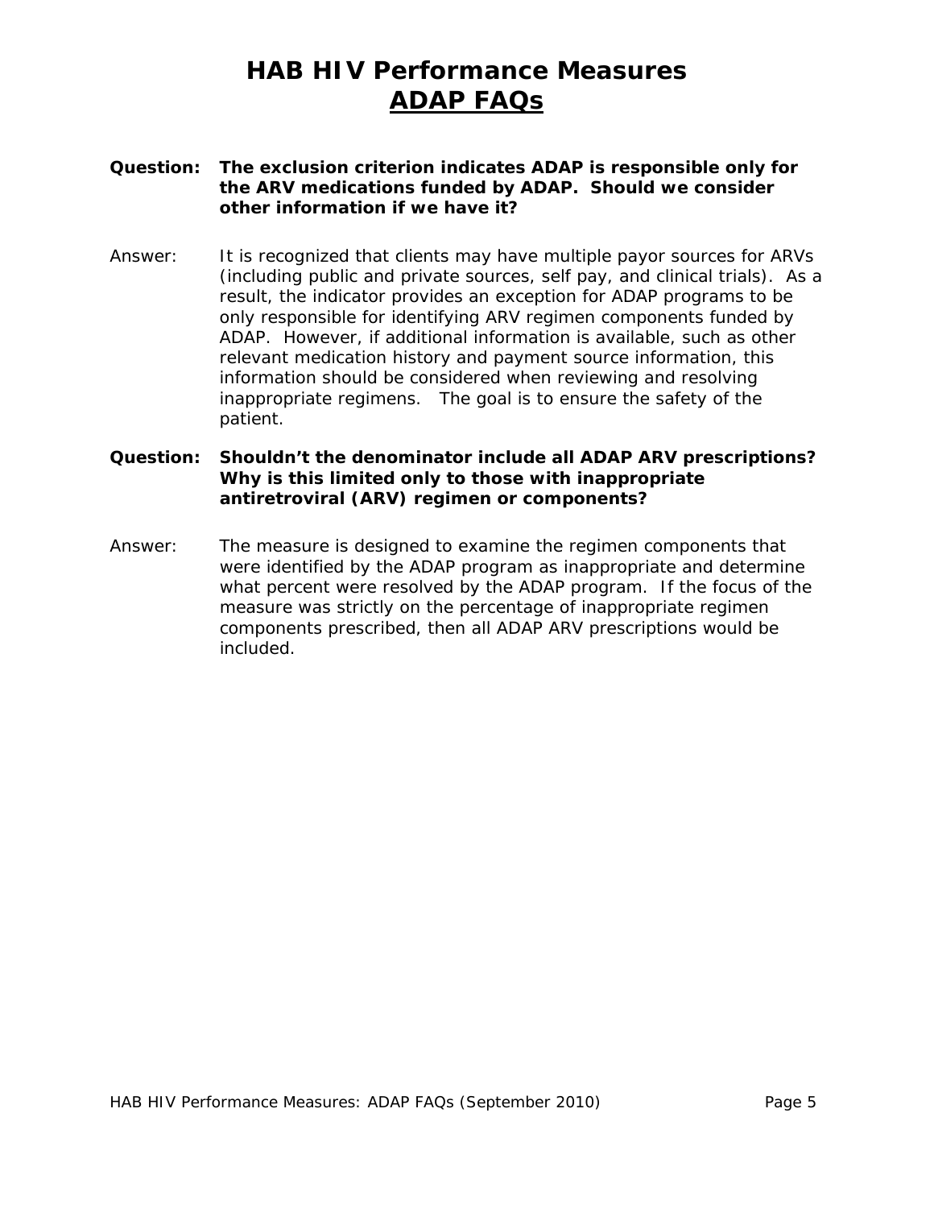# HAB HIV Performance Measures
## ADAP FAQs

**Question: The exclusion criterion indicates ADAP is responsible only for the ARV medications funded by ADAP. Should we consider other information if we have it?**

Answer: It is recognized that clients may have multiple payor sources for ARVs (including public and private sources, self pay, and clinical trials). As a result, the indicator provides an exception for ADAP programs to be only responsible for identifying ARV regimen components funded by ADAP. However, if additional information is available, such as other relevant medication history and payment source information, this information should be considered when reviewing and resolving inappropriate regimens. The goal is to ensure the safety of the patient.

**Question: Shouldn't the denominator include all ADAP ARV prescriptions? Why is this limited only to those with inappropriate antiretroviral (ARV) regimen or components?**

Answer: The measure is designed to examine the regimen components that were identified by the ADAP program as inappropriate and determine what percent were resolved by the ADAP program. If the focus of the measure was strictly on the percentage of inappropriate regimen components prescribed, then all ADAP ARV prescriptions would be included.